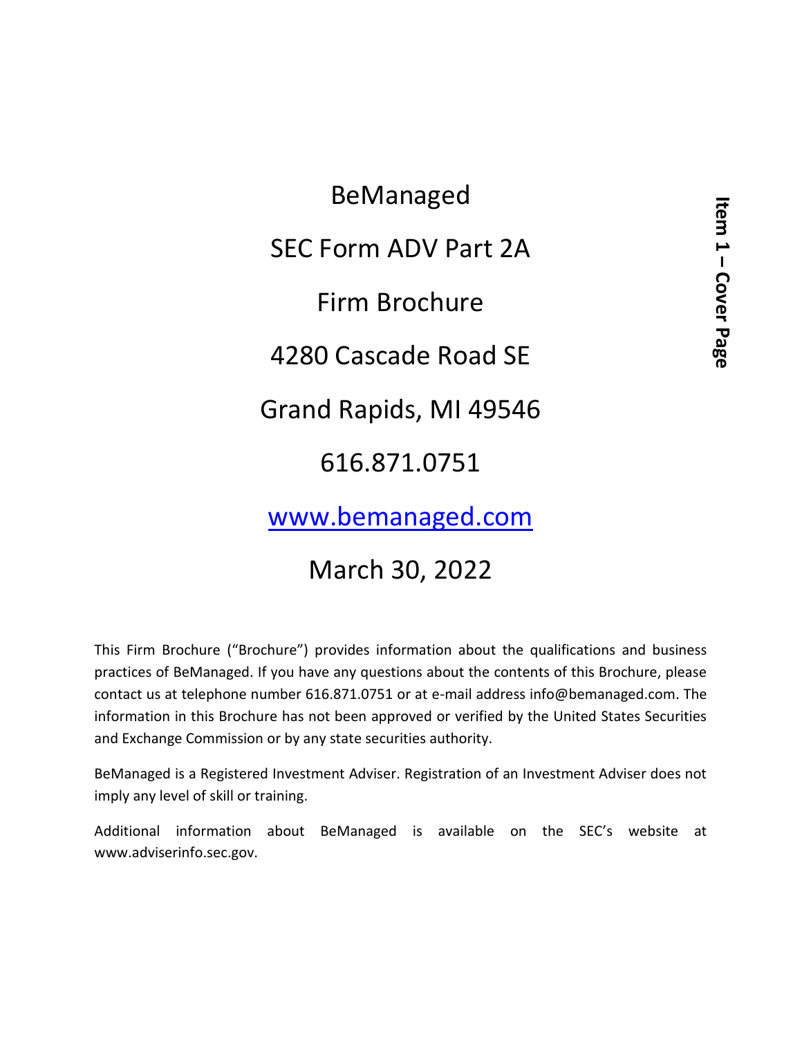# BeManaged

## SEC Form ADV Part 2A

## Firm Brochure

4280 Cascade Road SE

Grand Rapids, MI 49546

616.871.0751

[www.bemanaged.com](http://www.bemanaged.com)

March 30, 2022

**Item 1 – Cover Page**

This Firm Brochure ("Brochure") provides information about the qualifications and business practices of BeManaged. If you have any questions about the contents of this Brochure, please contact us at telephone number 616.871.0751 or at e-mail address info@bemanaged.com. The information in this Brochure has not been approved or verified by the United States Securities and Exchange Commission or by any state securities authority.

BeManaged is a Registered Investment Adviser. Registration of an Investment Adviser does not imply any level of skill or training.

Additional information about BeManaged is available on the SEC's website at www.adviserinfo.sec.gov.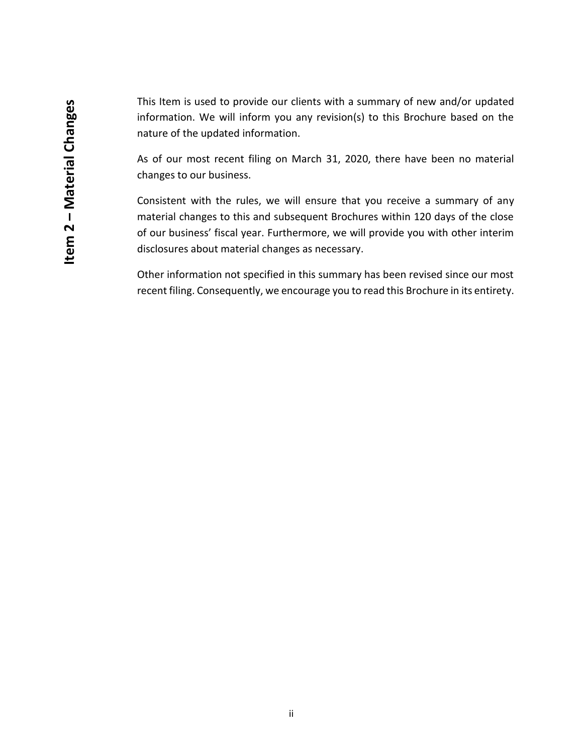## Item 2 – Material Changes

This Item is used to provide our clients with a summary of new and/or updated information. We will inform you any revision(s) to this Brochure based on the nature of the updated information.

As of our most recent filing on March 31, 2020, there have been no material changes to our business.

Consistent with the rules, we will ensure that you receive a summary of any material changes to this and subsequent Brochures within 120 days of the close of our business' fiscal year. Furthermore, we will provide you with other interim disclosures about material changes as necessary.

Other information not specified in this summary has been revised since our most recent filing. Consequently, we encourage you to read this Brochure in its entirety.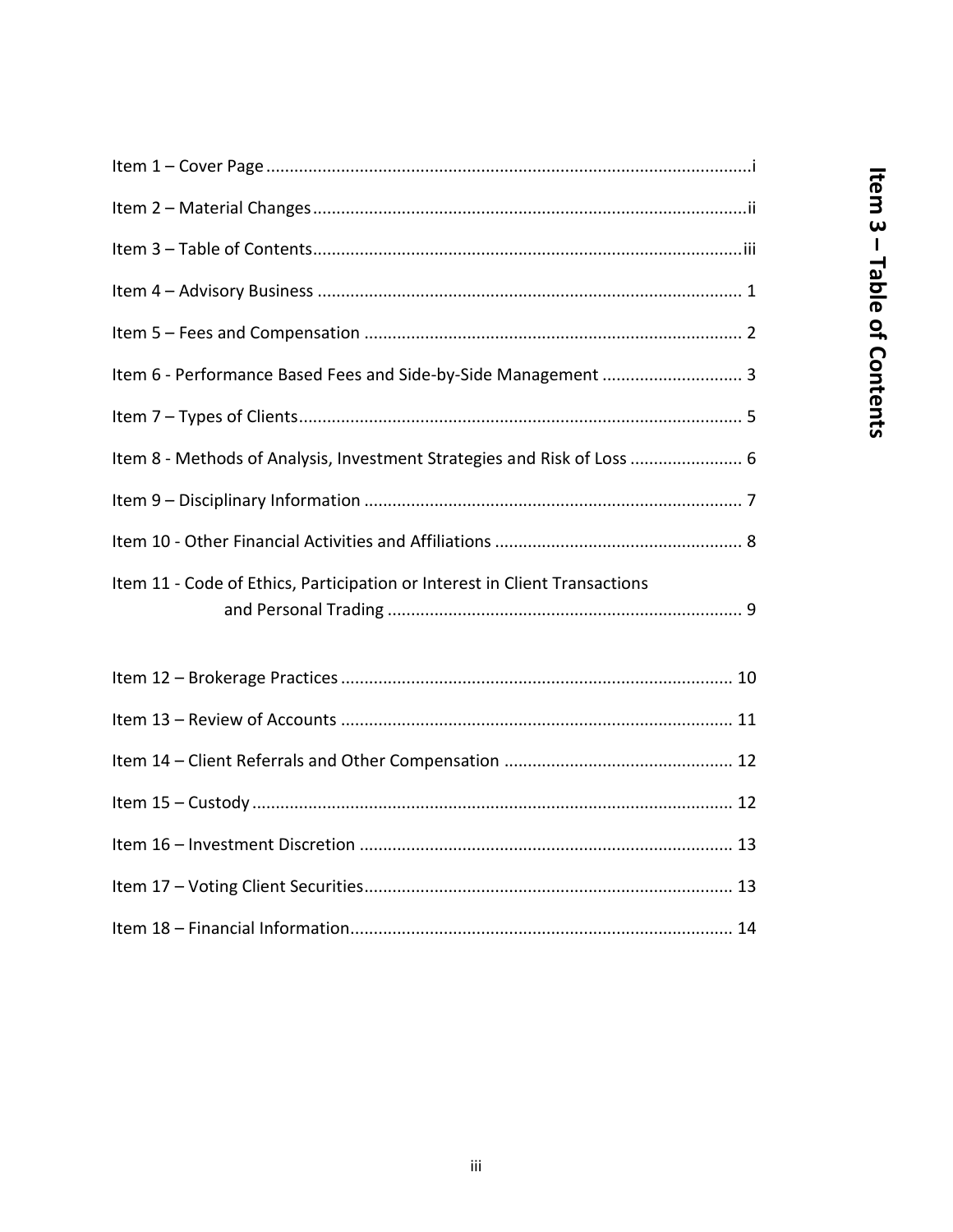# Item 3 – Table of Contents

Item 1 – Cover Page ........................................................................................................i

Item 2 – Material Changes ...............................................................................................ii

Item 3 – Table of Contents ..............................................................................................iii

Item 4 – Advisory Business ............................................................................................ 1

Item 5 – Fees and Compensation .................................................................................. 2

Item 6 - Performance Based Fees and Side-by-Side Management .............................. 3

Item 7 – Types of Clients ................................................................................................ 5

Item 8 - Methods of Analysis, Investment Strategies and Risk of Loss ........................ 6

Item 9 – Disciplinary Information .................................................................................. 7

Item 10 - Other Financial Activities and Affiliations ..................................................... 8

Item 11 - Code of Ethics, Participation or Interest in Client Transactions and Personal Trading ............................................................................ 9

Item 12 – Brokerage Practices .................................................................................... 10

Item 13 – Review of Accounts ..................................................................................... 11

Item 14 – Client Referrals and Other Compensation ................................................. 12

Item 15 – Custody ........................................................................................................ 12

Item 16 – Investment Discretion ................................................................................. 13

Item 17 – Voting Client Securities ............................................................................... 13

Item 18 – Financial Information ................................................................................... 14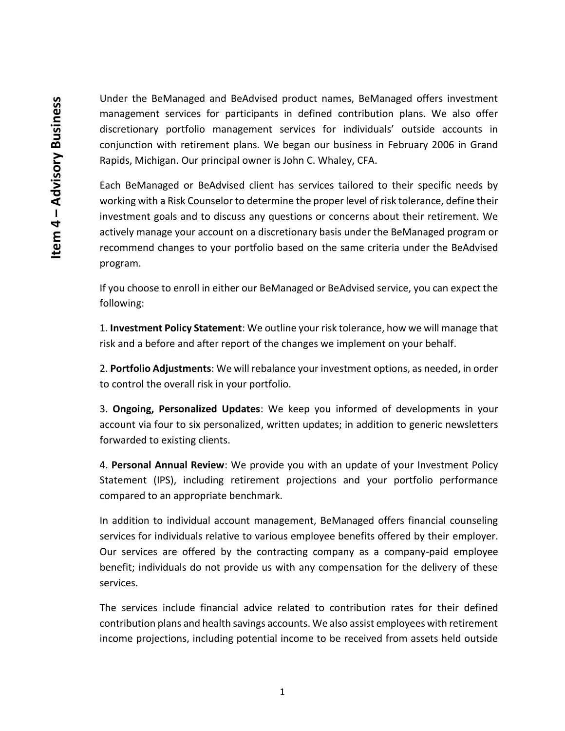## Item 4 – Advisory Business

Under the BeManaged and BeAdvised product names, BeManaged offers investment management services for participants in defined contribution plans. We also offer discretionary portfolio management services for individuals' outside accounts in conjunction with retirement plans. We began our business in February 2006 in Grand Rapids, Michigan. Our principal owner is John C. Whaley, CFA.

Each BeManaged or BeAdvised client has services tailored to their specific needs by working with a Risk Counselor to determine the proper level of risk tolerance, define their investment goals and to discuss any questions or concerns about their retirement. We actively manage your account on a discretionary basis under the BeManaged program or recommend changes to your portfolio based on the same criteria under the BeAdvised program.

If you choose to enroll in either our BeManaged or BeAdvised service, you can expect the following:

1. **Investment Policy Statement**: We outline your risk tolerance, how we will manage that risk and a before and after report of the changes we implement on your behalf.

2. **Portfolio Adjustments**: We will rebalance your investment options, as needed, in order to control the overall risk in your portfolio.

3. **Ongoing, Personalized Updates**: We keep you informed of developments in your account via four to six personalized, written updates; in addition to generic newsletters forwarded to existing clients.

4. **Personal Annual Review**: We provide you with an update of your Investment Policy Statement (IPS), including retirement projections and your portfolio performance compared to an appropriate benchmark.

In addition to individual account management, BeManaged offers financial counseling services for individuals relative to various employee benefits offered by their employer. Our services are offered by the contracting company as a company-paid employee benefit; individuals do not provide us with any compensation for the delivery of these services.

The services include financial advice related to contribution rates for their defined contribution plans and health savings accounts. We also assist employees with retirement income projections, including potential income to be received from assets held outside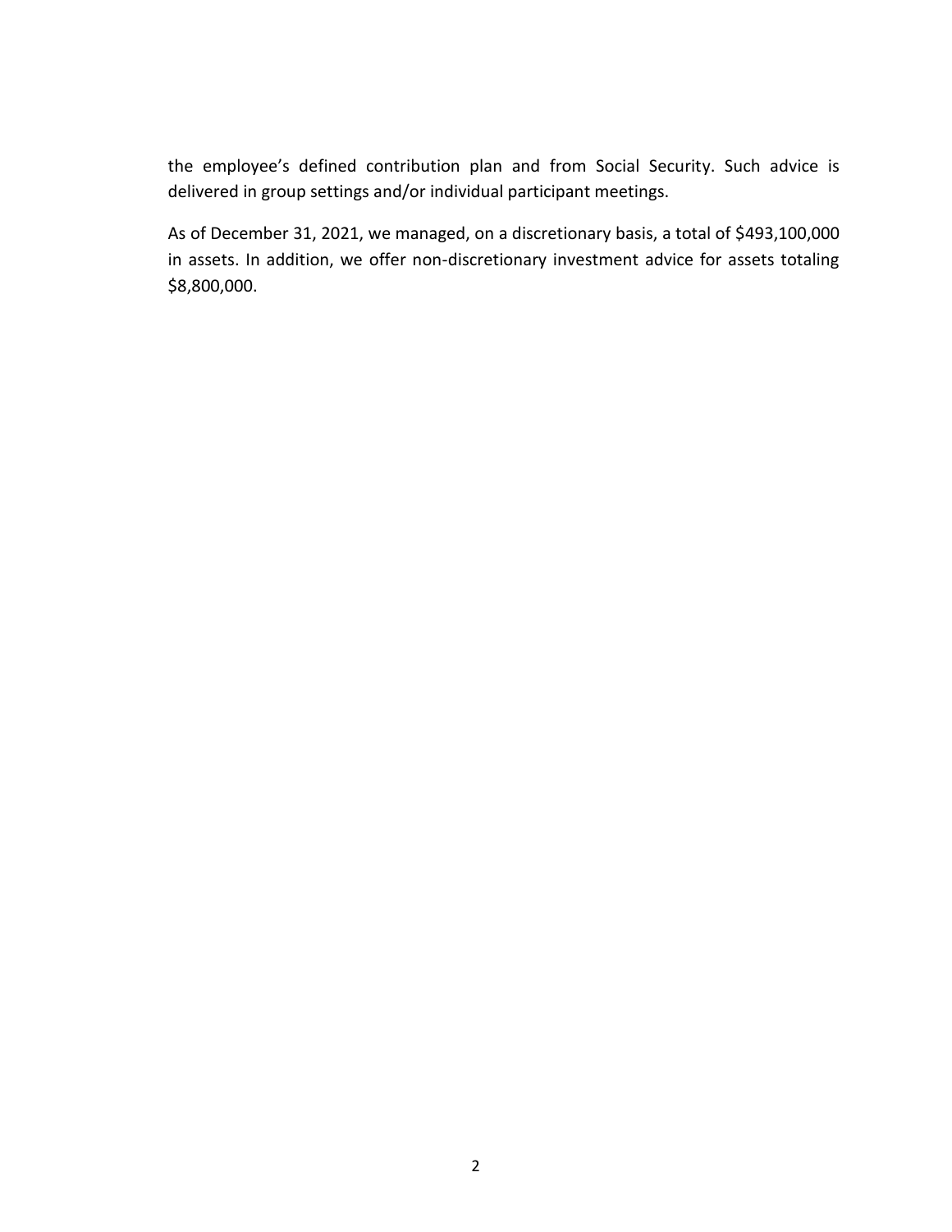the employee's defined contribution plan and from Social Security. Such advice is delivered in group settings and/or individual participant meetings.

As of December 31, 2021, we managed, on a discretionary basis, a total of $493,100,000 in assets. In addition, we offer non-discretionary investment advice for assets totaling $8,800,000.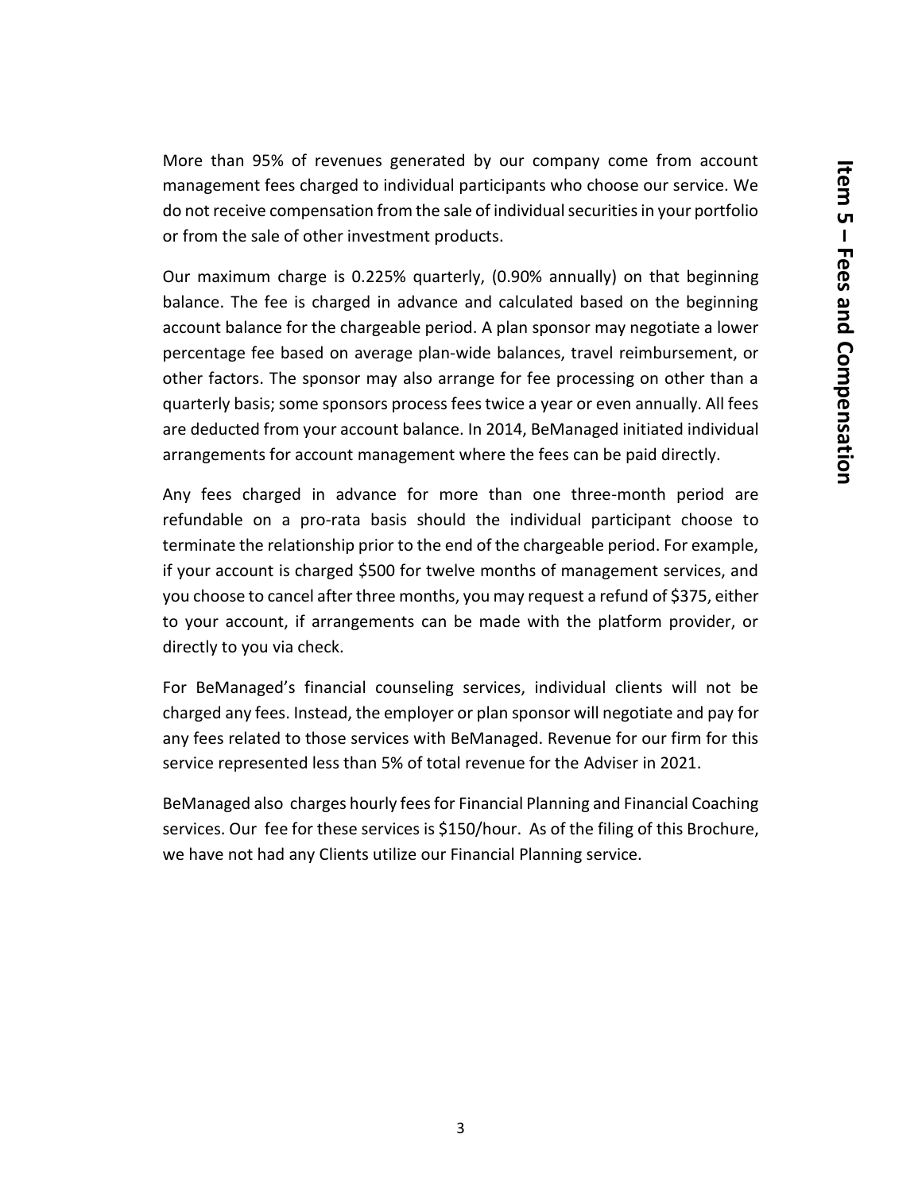More than 95% of revenues generated by our company come from account management fees charged to individual participants who choose our service. We do not receive compensation from the sale of individual securities in your portfolio or from the sale of other investment products.

Our maximum charge is 0.225% quarterly, (0.90% annually) on that beginning balance. The fee is charged in advance and calculated based on the beginning account balance for the chargeable period. A plan sponsor may negotiate a lower percentage fee based on average plan-wide balances, travel reimbursement, or other factors. The sponsor may also arrange for fee processing on other than a quarterly basis; some sponsors process fees twice a year or even annually. All fees are deducted from your account balance. In 2014, BeManaged initiated individual arrangements for account management where the fees can be paid directly.

Any fees charged in advance for more than one three-month period are refundable on a pro-rata basis should the individual participant choose to terminate the relationship prior to the end of the chargeable period. For example, if your account is charged $500 for twelve months of management services, and you choose to cancel after three months, you may request a refund of $375, either to your account, if arrangements can be made with the platform provider, or directly to you via check.

For BeManaged's financial counseling services, individual clients will not be charged any fees. Instead, the employer or plan sponsor will negotiate and pay for any fees related to those services with BeManaged. Revenue for our firm for this service represented less than 5% of total revenue for the Adviser in 2021.

BeManaged also charges hourly fees for Financial Planning and Financial Coaching services. Our fee for these services is $150/hour. As of the filing of this Brochure, we have not had any Clients utilize our Financial Planning service.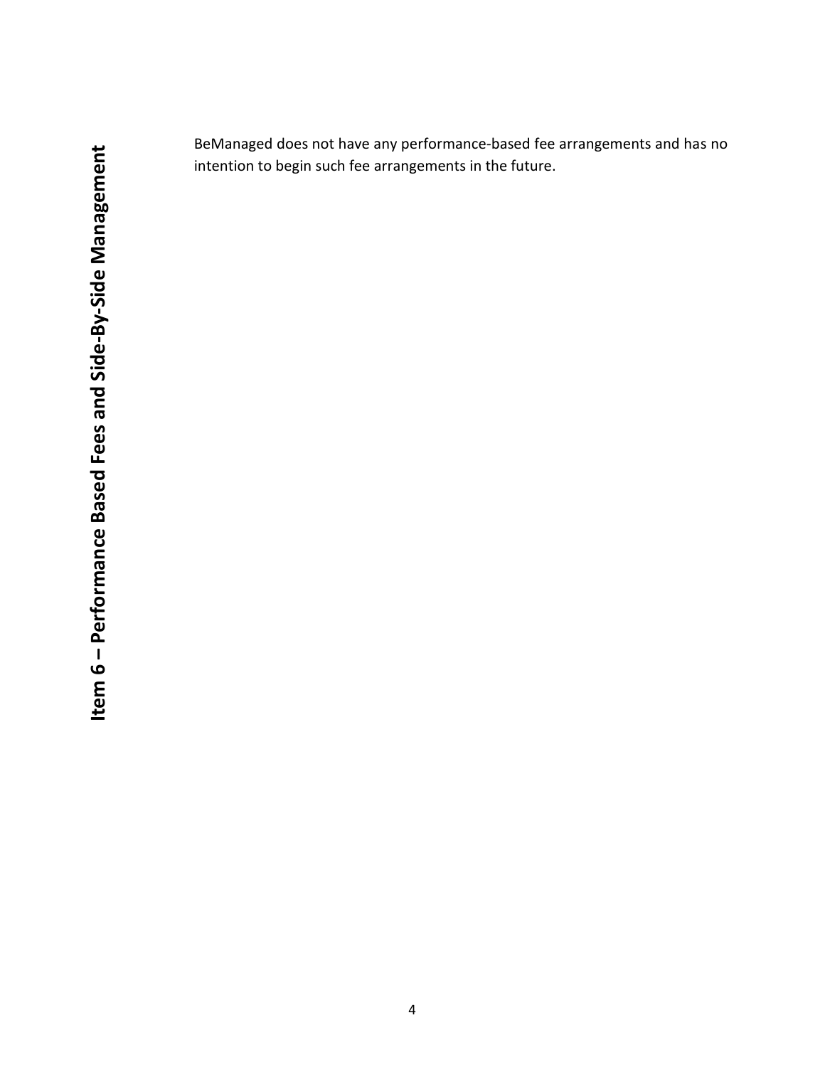## Item 6 – Performance Based Fees and Side-By-Side Management

BeManaged does not have any performance-based fee arrangements and has no intention to begin such fee arrangements in the future.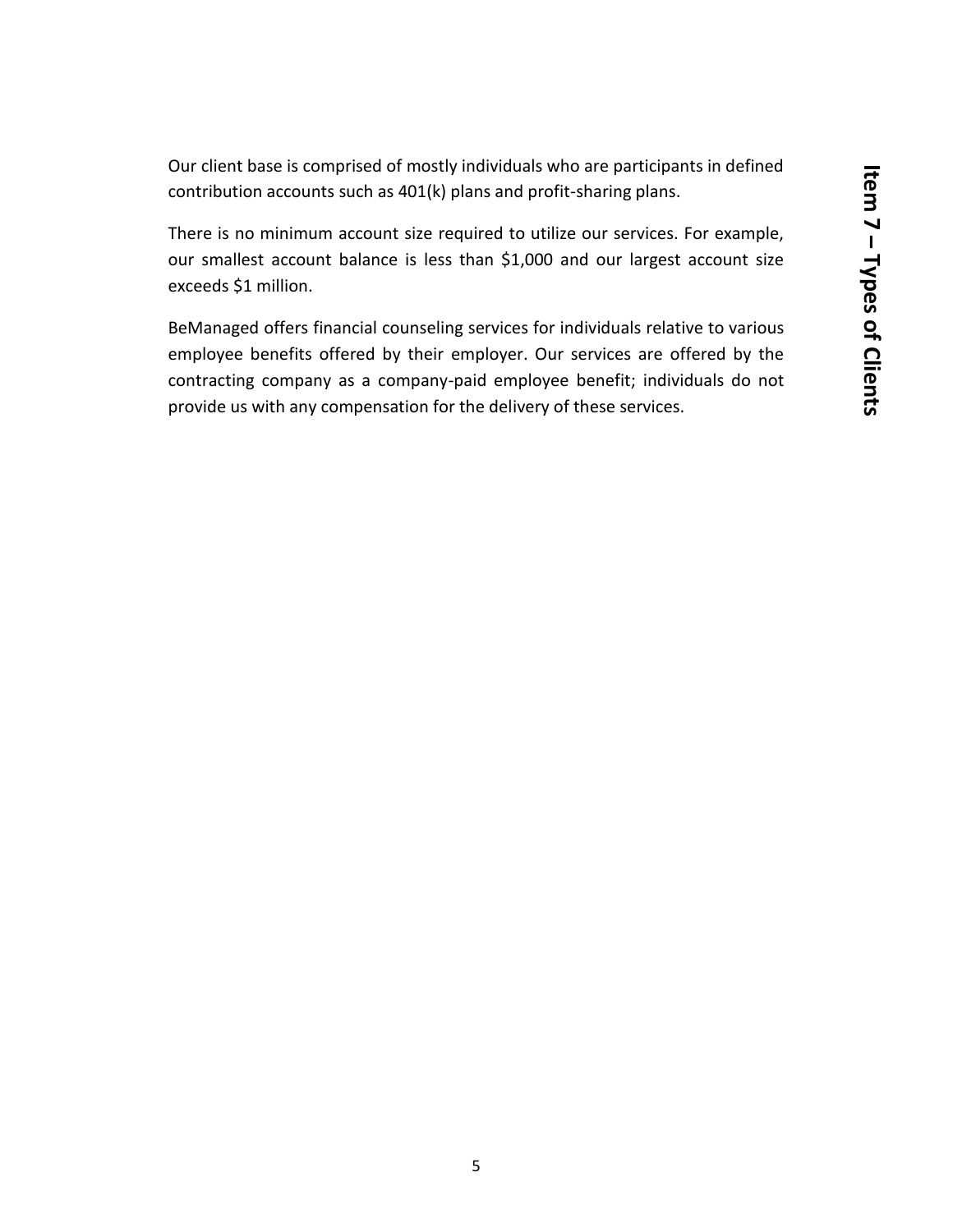## Item 7 – Types of Clients

Our client base is comprised of mostly individuals who are participants in defined contribution accounts such as 401(k) plans and profit-sharing plans.

There is no minimum account size required to utilize our services. For example, our smallest account balance is less than $1,000 and our largest account size exceeds $1 million.

BeManaged offers financial counseling services for individuals relative to various employee benefits offered by their employer. Our services are offered by the contracting company as a company-paid employee benefit; individuals do not provide us with any compensation for the delivery of these services.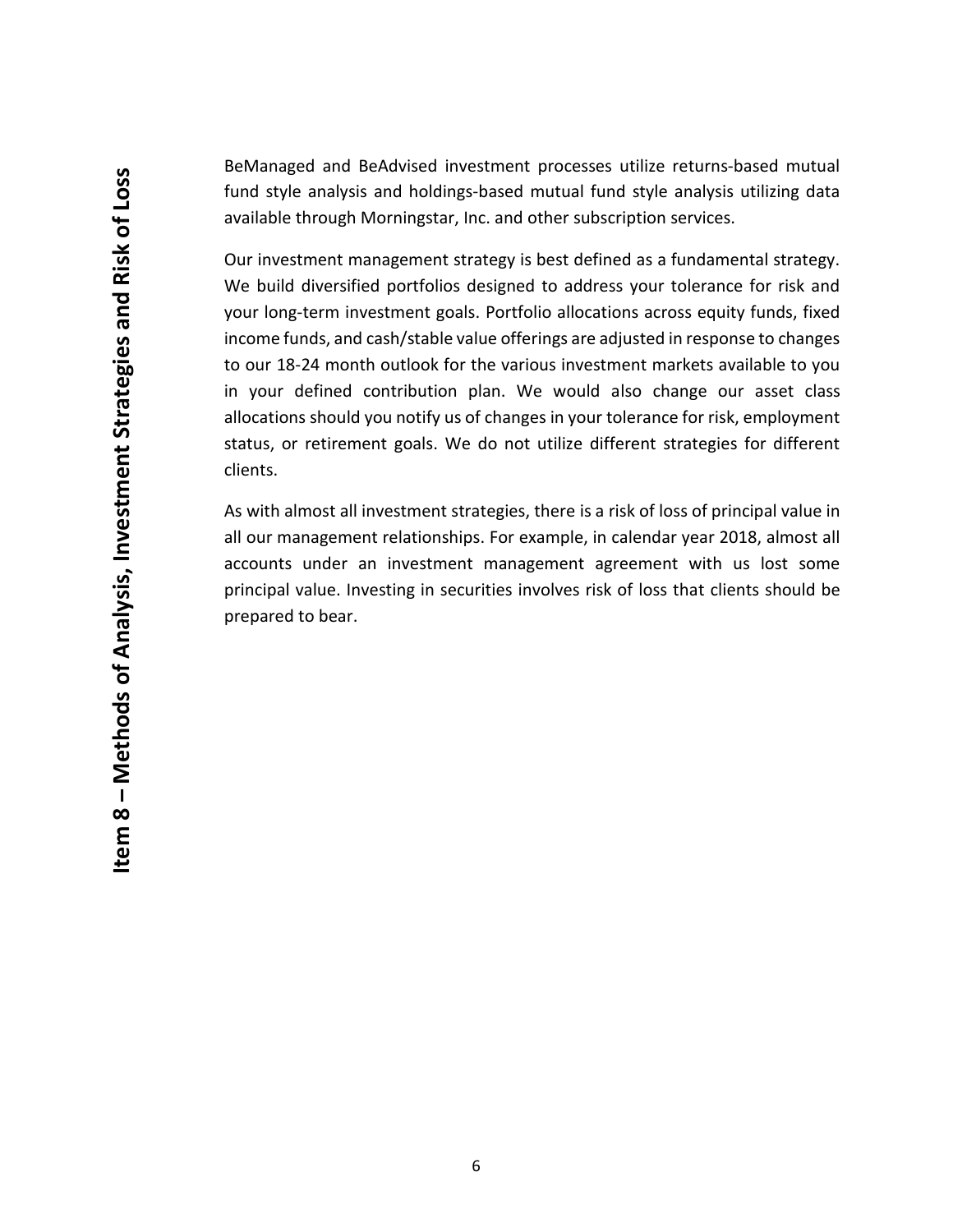## Item 8 – Methods of Analysis, Investment Strategies and Risk of Loss

BeManaged and BeAdvised investment processes utilize returns-based mutual fund style analysis and holdings-based mutual fund style analysis utilizing data available through Morningstar, Inc. and other subscription services.

Our investment management strategy is best defined as a fundamental strategy. We build diversified portfolios designed to address your tolerance for risk and your long-term investment goals. Portfolio allocations across equity funds, fixed income funds, and cash/stable value offerings are adjusted in response to changes to our 18-24 month outlook for the various investment markets available to you in your defined contribution plan. We would also change our asset class allocations should you notify us of changes in your tolerance for risk, employment status, or retirement goals. We do not utilize different strategies for different clients.

As with almost all investment strategies, there is a risk of loss of principal value in all our management relationships. For example, in calendar year 2018, almost all accounts under an investment management agreement with us lost some principal value. Investing in securities involves risk of loss that clients should be prepared to bear.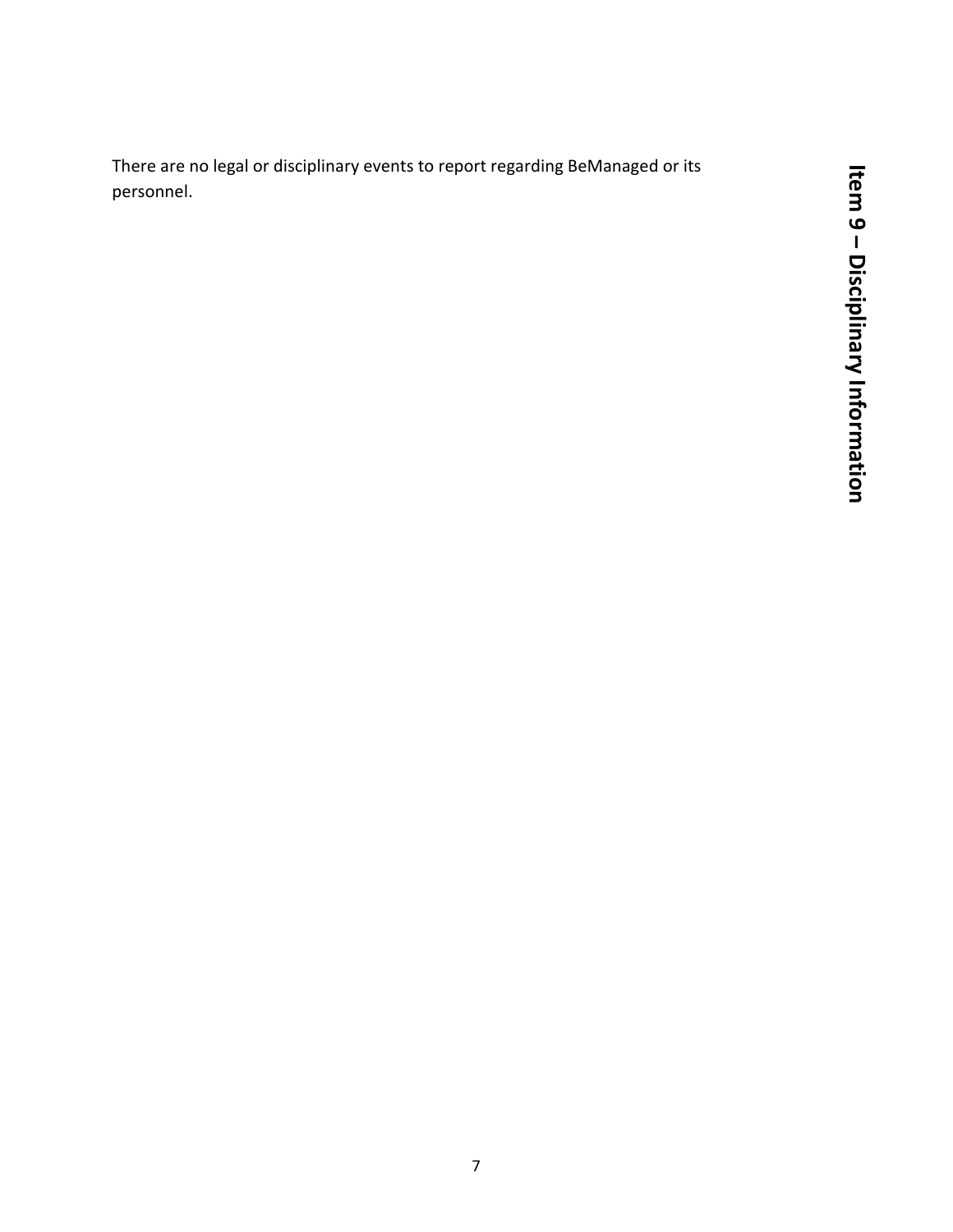## Item 9 – Disciplinary Information

There are no legal or disciplinary events to report regarding BeManaged or its personnel.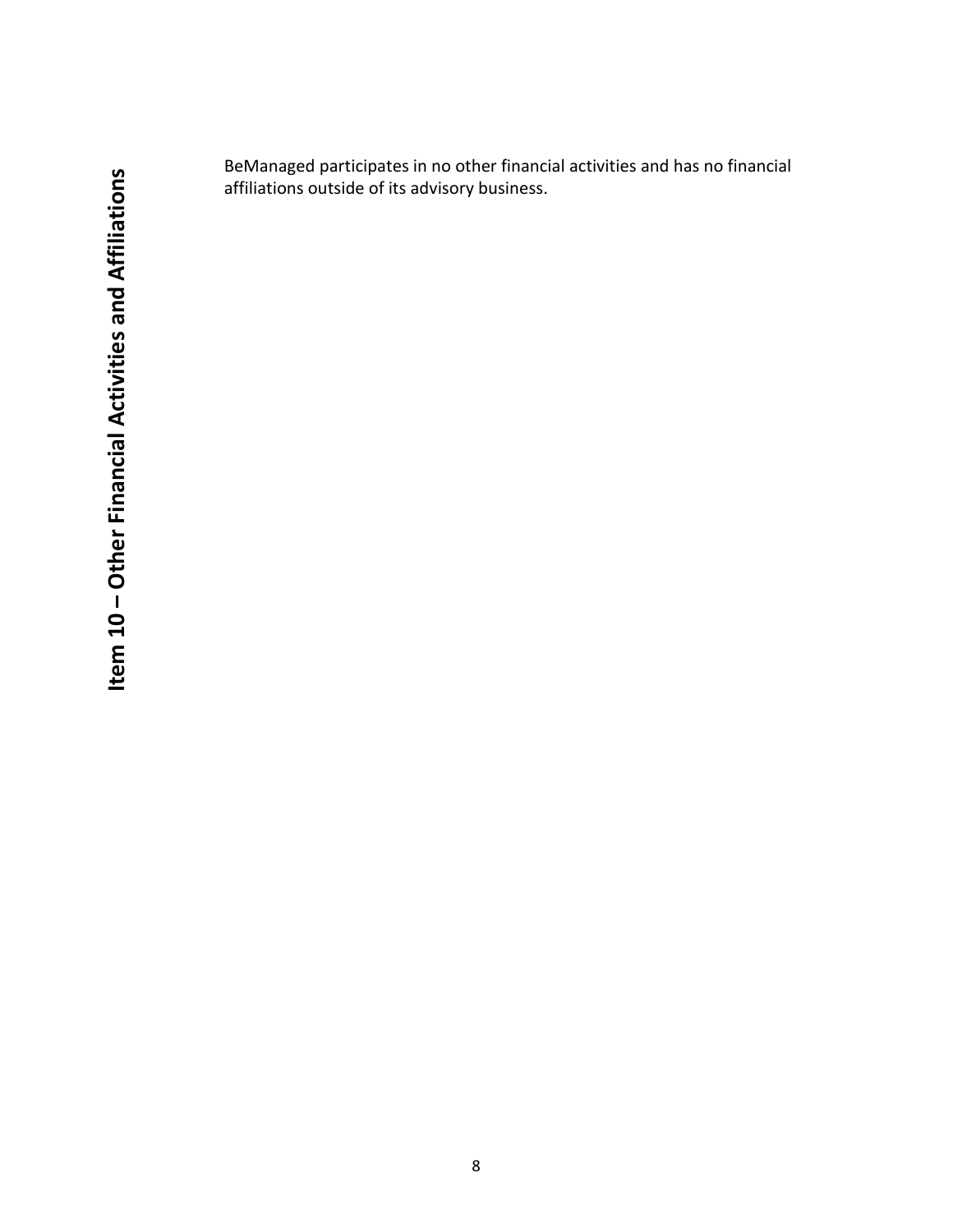## Item 10 – Other Financial Activities and Affiliations

BeManaged participates in no other financial activities and has no financial affiliations outside of its advisory business.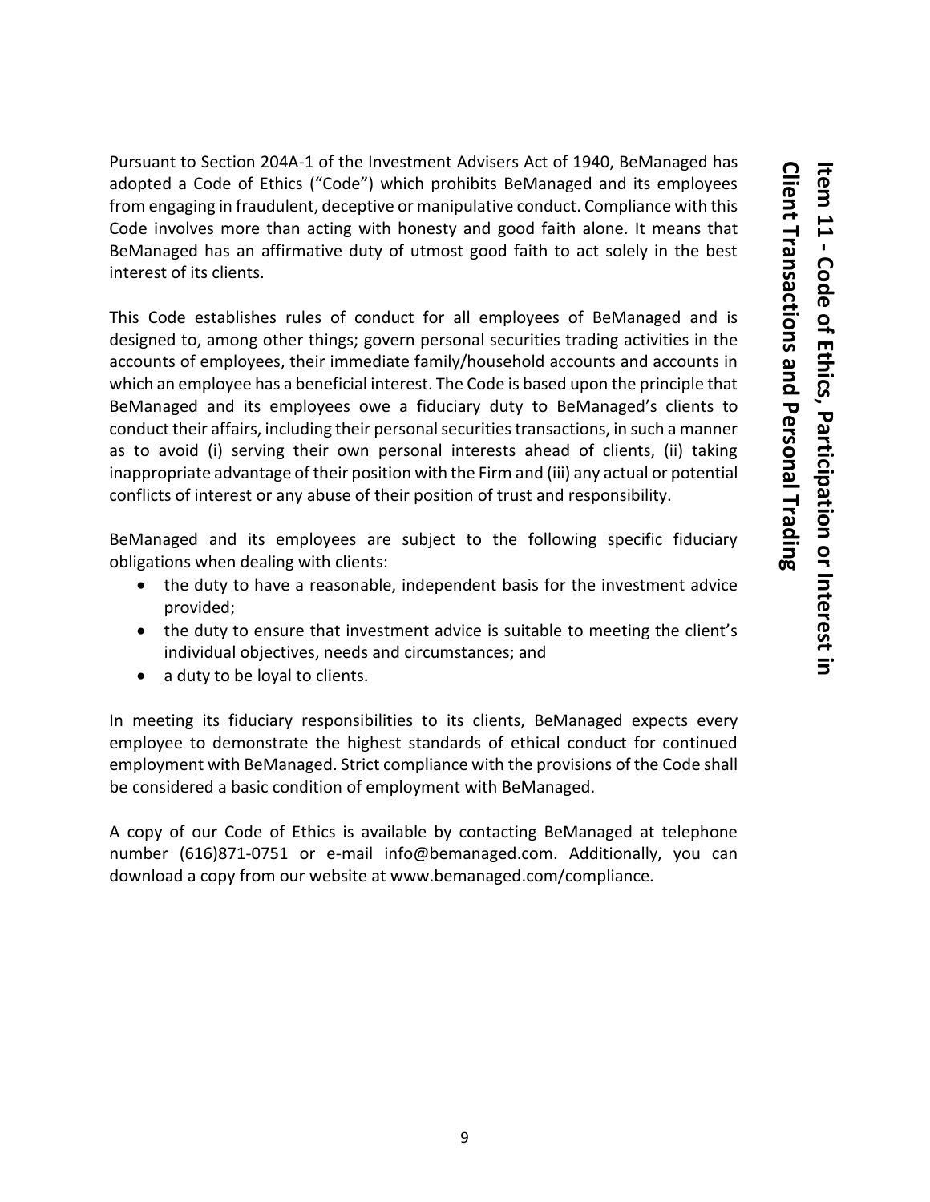## Item 11 - Code of Ethics, Participation or Interest in Client Transactions and Personal Trading

Pursuant to Section 204A-1 of the Investment Advisers Act of 1940, BeManaged has adopted a Code of Ethics ("Code") which prohibits BeManaged and its employees from engaging in fraudulent, deceptive or manipulative conduct. Compliance with this Code involves more than acting with honesty and good faith alone. It means that BeManaged has an affirmative duty of utmost good faith to act solely in the best interest of its clients.

This Code establishes rules of conduct for all employees of BeManaged and is designed to, among other things; govern personal securities trading activities in the accounts of employees, their immediate family/household accounts and accounts in which an employee has a beneficial interest. The Code is based upon the principle that BeManaged and its employees owe a fiduciary duty to BeManaged's clients to conduct their affairs, including their personal securities transactions, in such a manner as to avoid (i) serving their own personal interests ahead of clients, (ii) taking inappropriate advantage of their position with the Firm and (iii) any actual or potential conflicts of interest or any abuse of their position of trust and responsibility.

BeManaged and its employees are subject to the following specific fiduciary obligations when dealing with clients:

- the duty to have a reasonable, independent basis for the investment advice provided;
- the duty to ensure that investment advice is suitable to meeting the client's individual objectives, needs and circumstances; and
- a duty to be loyal to clients.

In meeting its fiduciary responsibilities to its clients, BeManaged expects every employee to demonstrate the highest standards of ethical conduct for continued employment with BeManaged. Strict compliance with the provisions of the Code shall be considered a basic condition of employment with BeManaged.

A copy of our Code of Ethics is available by contacting BeManaged at telephone number (616)871-0751 or e-mail info@bemanaged.com. Additionally, you can download a copy from our website at www.bemanaged.com/compliance.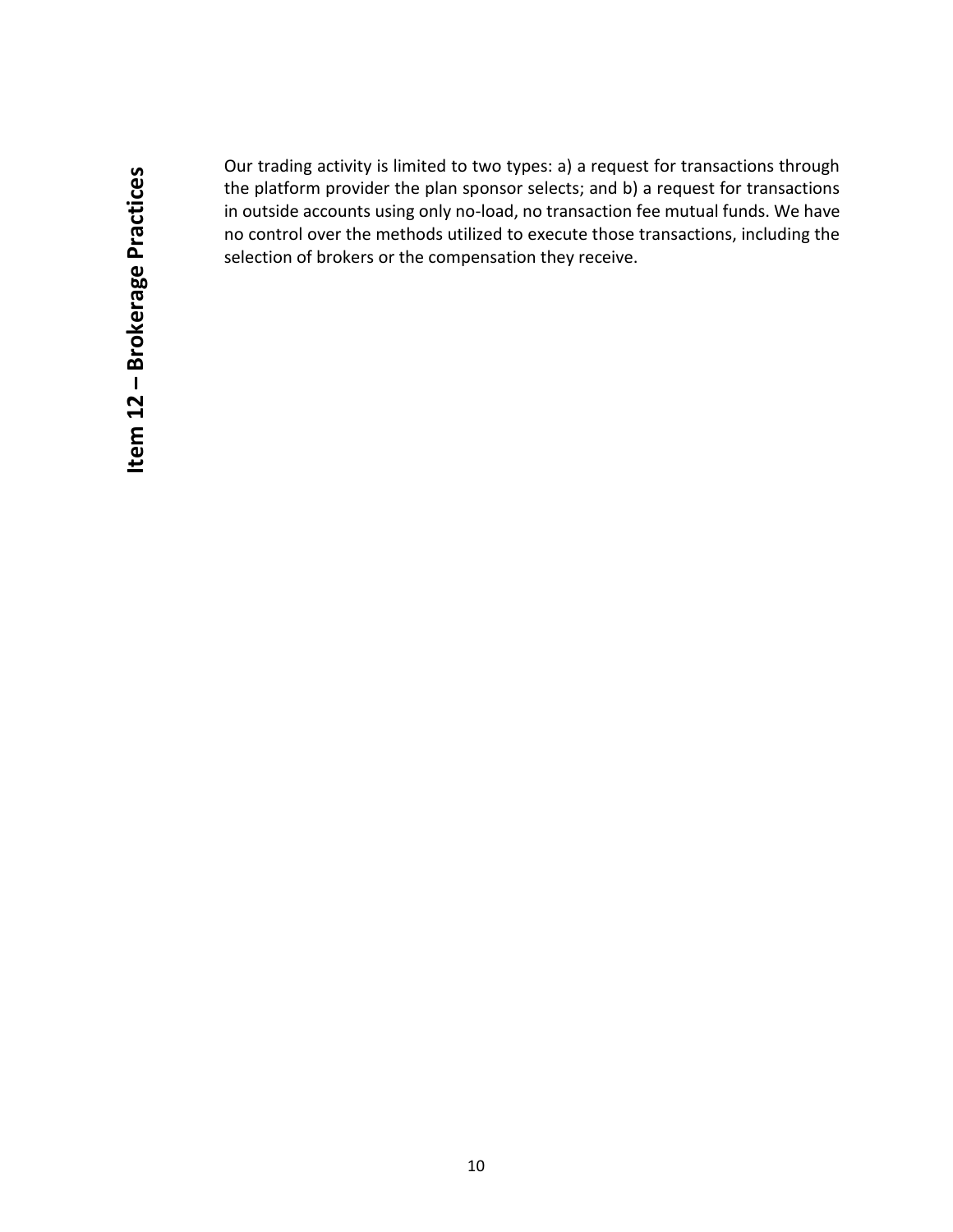## Item 12 – Brokerage Practices

Our trading activity is limited to two types: a) a request for transactions through the platform provider the plan sponsor selects; and b) a request for transactions in outside accounts using only no-load, no transaction fee mutual funds. We have no control over the methods utilized to execute those transactions, including the selection of brokers or the compensation they receive.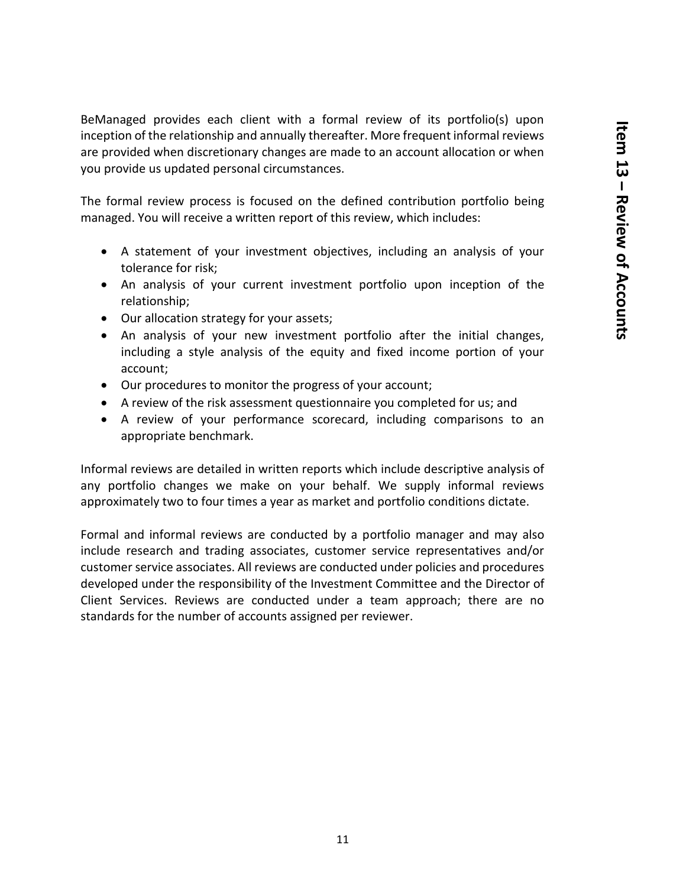## Item 13 – Review of Accounts

BeManaged provides each client with a formal review of its portfolio(s) upon inception of the relationship and annually thereafter. More frequent informal reviews are provided when discretionary changes are made to an account allocation or when you provide us updated personal circumstances.

The formal review process is focused on the defined contribution portfolio being managed. You will receive a written report of this review, which includes:

- A statement of your investment objectives, including an analysis of your tolerance for risk;
- An analysis of your current investment portfolio upon inception of the relationship;
- Our allocation strategy for your assets;
- An analysis of your new investment portfolio after the initial changes, including a style analysis of the equity and fixed income portion of your account;
- Our procedures to monitor the progress of your account;
- A review of the risk assessment questionnaire you completed for us; and
- A review of your performance scorecard, including comparisons to an appropriate benchmark.

Informal reviews are detailed in written reports which include descriptive analysis of any portfolio changes we make on your behalf. We supply informal reviews approximately two to four times a year as market and portfolio conditions dictate.

Formal and informal reviews are conducted by a portfolio manager and may also include research and trading associates, customer service representatives and/or customer service associates. All reviews are conducted under policies and procedures developed under the responsibility of the Investment Committee and the Director of Client Services. Reviews are conducted under a team approach; there are no standards for the number of accounts assigned per reviewer.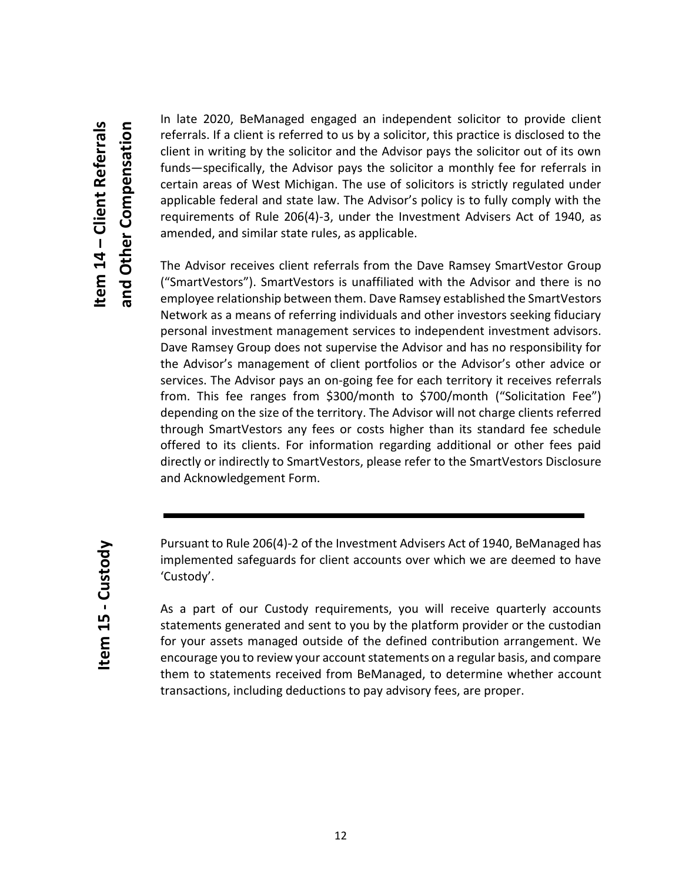## Item 14 – Client Referrals and Other Compensation

In late 2020, BeManaged engaged an independent solicitor to provide client referrals. If a client is referred to us by a solicitor, this practice is disclosed to the client in writing by the solicitor and the Advisor pays the solicitor out of its own funds—specifically, the Advisor pays the solicitor a monthly fee for referrals in certain areas of West Michigan. The use of solicitors is strictly regulated under applicable federal and state law. The Advisor's policy is to fully comply with the requirements of Rule 206(4)-3, under the Investment Advisers Act of 1940, as amended, and similar state rules, as applicable.

The Advisor receives client referrals from the Dave Ramsey SmartVestor Group ("SmartVestors"). SmartVestors is unaffiliated with the Advisor and there is no employee relationship between them. Dave Ramsey established the SmartVestors Network as a means of referring individuals and other investors seeking fiduciary personal investment management services to independent investment advisors. Dave Ramsey Group does not supervise the Advisor and has no responsibility for the Advisor's management of client portfolios or the Advisor's other advice or services. The Advisor pays an on-going fee for each territory it receives referrals from. This fee ranges from $300/month to $700/month ("Solicitation Fee") depending on the size of the territory. The Advisor will not charge clients referred through SmartVestors any fees or costs higher than its standard fee schedule offered to its clients. For information regarding additional or other fees paid directly or indirectly to SmartVestors, please refer to the SmartVestors Disclosure and Acknowledgement Form.

## Item 15 - Custody

Pursuant to Rule 206(4)-2 of the Investment Advisers Act of 1940, BeManaged has implemented safeguards for client accounts over which we are deemed to have 'Custody'.

As a part of our Custody requirements, you will receive quarterly accounts statements generated and sent to you by the platform provider or the custodian for your assets managed outside of the defined contribution arrangement. We encourage you to review your account statements on a regular basis, and compare them to statements received from BeManaged, to determine whether account transactions, including deductions to pay advisory fees, are proper.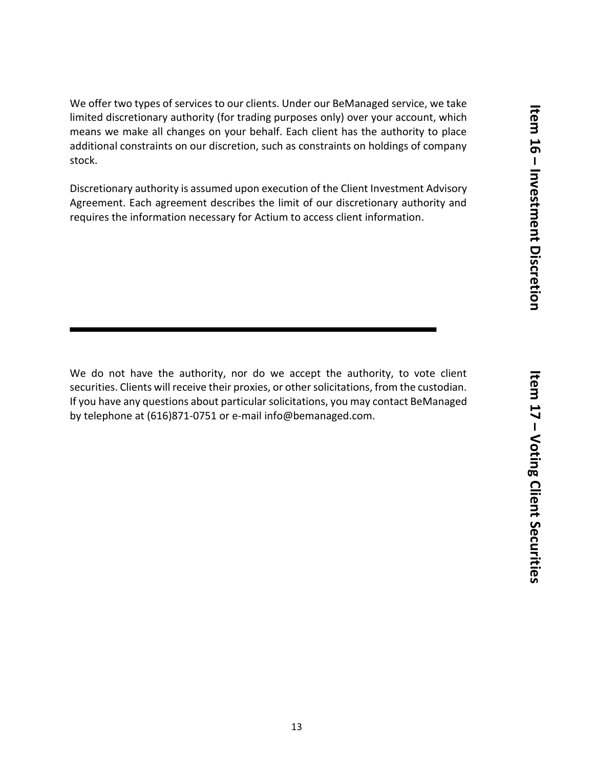## Item 16 – Investment Discretion

We offer two types of services to our clients. Under our BeManaged service, we take limited discretionary authority (for trading purposes only) over your account, which means we make all changes on your behalf. Each client has the authority to place additional constraints on our discretion, such as constraints on holdings of company stock.

Discretionary authority is assumed upon execution of the Client Investment Advisory Agreement. Each agreement describes the limit of our discretionary authority and requires the information necessary for Actium to access client information.

---

## Item 17 – Voting Client Securities

We do not have the authority, nor do we accept the authority, to vote client securities. Clients will receive their proxies, or other solicitations, from the custodian. If you have any questions about particular solicitations, you may contact BeManaged by telephone at (616)871-0751 or e-mail info@bemanaged.com.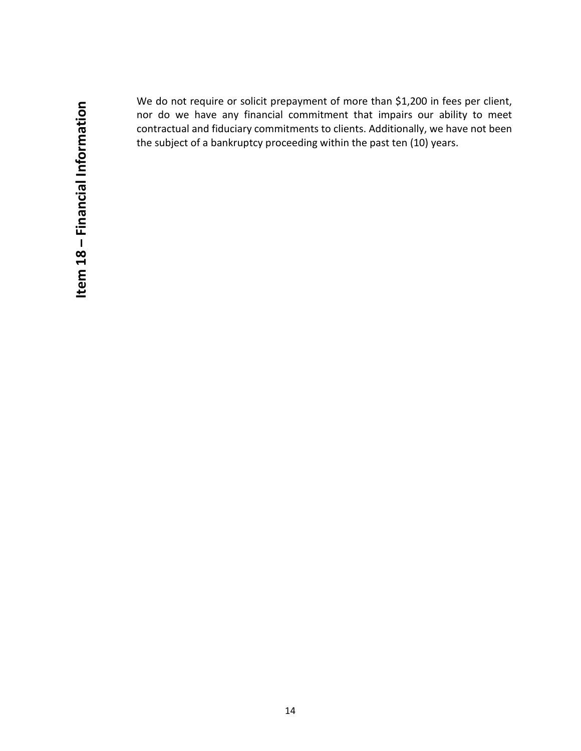## Item 18 – Financial Information

We do not require or solicit prepayment of more than $1,200 in fees per client, nor do we have any financial commitment that impairs our ability to meet contractual and fiduciary commitments to clients. Additionally, we have not been the subject of a bankruptcy proceeding within the past ten (10) years.